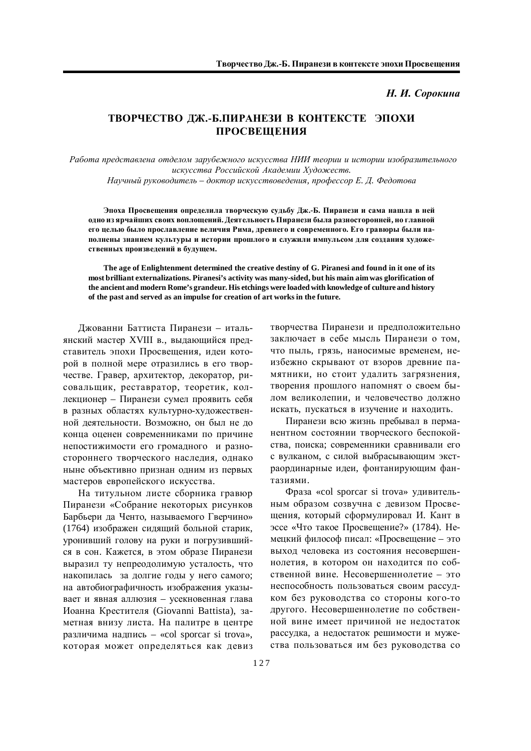*Н. И. Сорокина*

# ТВОРЧЕСТВО ДЖ.-Б.ПИРАНЕЗИ В КОНТЕКСТЕ ЭПОХИ ПРОСВЕЩЕНИЯ

*Работа представлена отделом зарубежного искусства НИИ теории и истории изобразительного искусства Российской Академии Художеств.*
*Научный руководитель – доктор искусствоведения, профессор Е. Д. Федотова*

**Эпоха Просвещения определила творческую судьбу Дж.-Б. Пиранези и сама нашла в ней одно из ярчайших своих воплощений. Деятельность Пиранези была разносторонней, но главной его целью было прославление величия Рима, древнего и современного. Его гравюры были наполнены знанием культуры и истории прошлого и служили импульсом для создания художественных произведений в будущем.**

**The age of Enlightenment determined the creative destiny of G. Piranesi and found in it one of its most brilliant externalizations. Piranesi's activity was many-sided, but his main aim was glorification of the ancient and modern Rome's grandeur. His etchings were loaded with knowledge of culture and history of the past and served as an impulse for creation of art works in the future.**

Джованни Баттиста Пиранези – итальянский мастер XVIII в., выдающийся представитель эпохи Просвещения, идеи которой в полной мере отразились в его творчестве. Гравер, архитектор, декоратор, рисовальщик, реставратор, теоретик, коллекционер – Пиранези сумел проявить себя в разных областях культурно-художественной деятельности. Возможно, он был не до конца оценен современниками по причине непостижимости его громадного и разностороннего творческого наследия, однако ныне объективно признан одним из первых мастеров европейского искусства.

На титульном листе сборника гравюр Пиранези «Собрание некоторых рисунков Барбьери да Ченто, называемого Гверчино» (1764) изображен сидящий больной старик, уронивший голову на руки и погрузившийся в сон. Кажется, в этом образе Пиранези выразил ту непреодолимую усталость, что накопилась за долгие годы у него самого; на автобиографичность изображения указывает и явная аллюзия – усекновенная глава Иоанна Крестителя (Giovanni Battista), заметная внизу листа. На палитре в центре различима надпись – «col sporcar si trova», которая может определяться как девиз творчества Пиранези и предположительно заключает в себе мысль Пиранези о том, что пыль, грязь, наносимые временем, неизбежно скрывают от взоров древние памятники, но стоит удалить загрязнения, творения прошлого напомнят о своем былом великолепии, и человечество должно искать, пускаться в изучение и находить.

Пиранези всю жизнь пребывал в перманентном состоянии творческого беспокойства, поиска; современники сравнивали его с вулканом, с силой выбрасывающим экстраординарные идеи, фонтанирующим фантазиями.

Фраза «col sporcar si trova» удивительным образом созвучна с девизом Просвещения, который сформулировал И. Кант в эссе «Что такое Просвещение?» (1784). Немецкий философ писал: «Просвещение – это выход человека из состояния несовершеннолетия, в котором он находится по собственной вине. Несовершеннолетие – это неспособность пользоваться своим рассудком без руководства со стороны кого-то другого. Несовершеннолетие по собственной вине имеет причиной не недостаток рассудка, а недостаток решимости и мужества пользоваться им без руководства со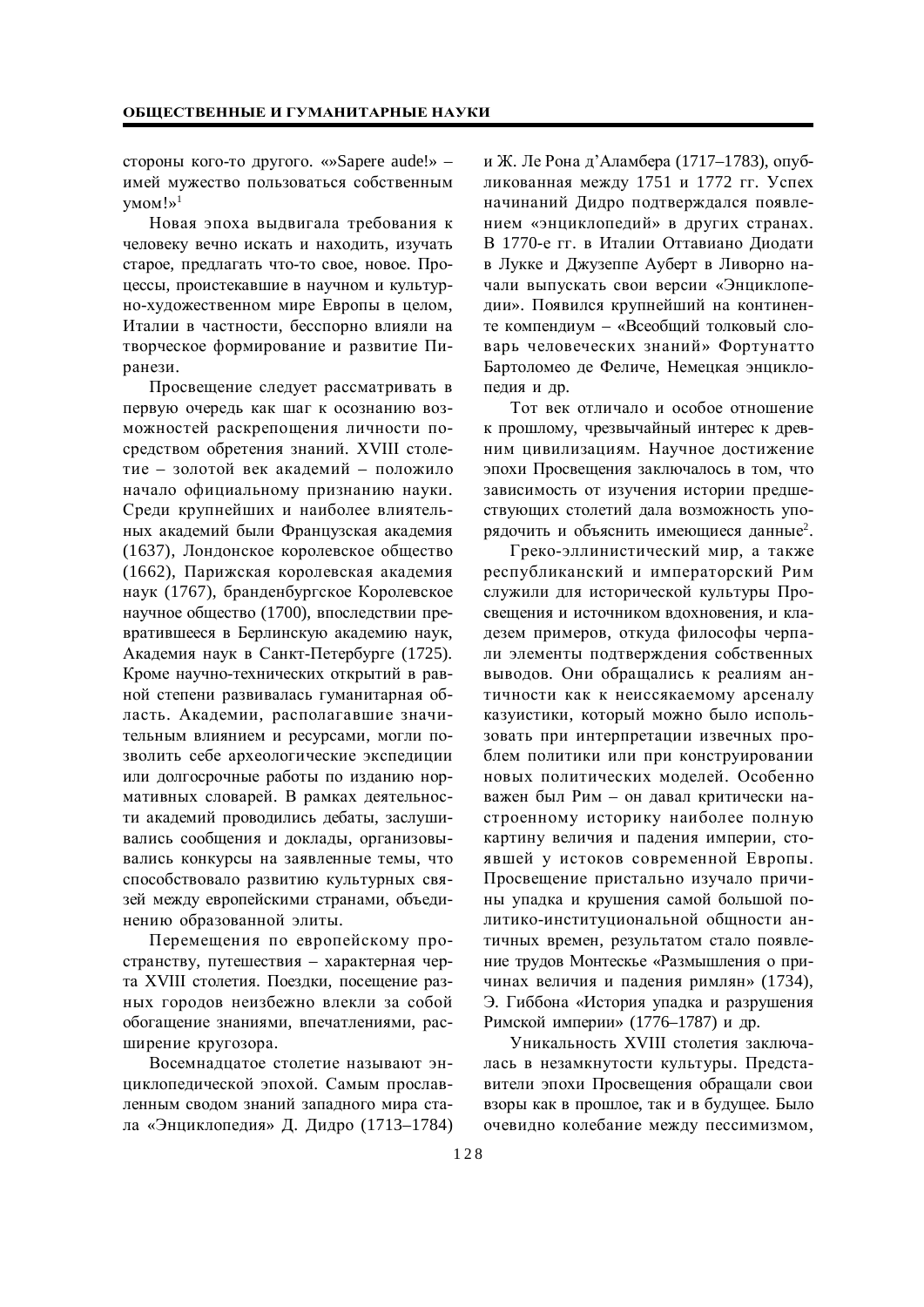стороны кого-то другого. «»Sapere aude!» – имей мужество пользоваться собственным умом!»[1]

Новая эпоха выдвигала требования к человеку вечно искать и находить, изучать старое, предлагать что-то свое, новое. Процессы, проистекавшие в научном и культурно-художественном мире Европы в целом, Италии в частности, бесспорно влияли на творческое формирование и развитие Пиранези.

Просвещение следует рассматривать в первую очередь как шаг к осознанию возможностей раскрепощения личности посредством обретения знаний. XVIII столетие – золотой век академий – положило начало официальному признанию науки. Среди крупнейших и наиболее влиятельных академий были Французская академия (1637), Лондонское королевское общество (1662), Парижская королевская академия наук (1767), бранденбургское Королевское научное общество (1700), впоследствии превратившееся в Берлинскую академию наук, Академия наук в Санкт-Петербурге (1725). Кроме научно-технических открытий в равной степени развивалась гуманитарная область. Академии, располагавшие значительным влиянием и ресурсами, могли позволить себе археологические экспедиции или долгосрочные работы по изданию нормативных словарей. В рамках деятельности академий проводились дебаты, заслушивались сообщения и доклады, организовывались конкурсы на заявленные темы, что способствовало развитию культурных связей между европейскими странами, объединению образованной элиты.

Перемещения по европейскому пространству, путешествия – характерная черта XVIII столетия. Поездки, посещение разных городов неизбежно влекли за собой обогащение знаниями, впечатлениями, расширение кругозора.

Восемнадцатое столетие называют энциклопедической эпохой. Самым прославленным сводом знаний западного мира стала «Энциклопедия» Д. Дидро (1713–1784) и Ж. Ле Рона д'Аламбера (1717–1783), опубликованная между 1751 и 1772 гг. Успех начинаний Дидро подтверждался появлением «энциклопедий» в других странах. В 1770-е гг. в Италии Оттавиано Диодати в Лукке и Джузеппе Auберт в Ливорно начали выпускать свои версии «Энциклопедии». Появился крупнейший на континенте компендиум – «Всеобщий толковый словарь человеческих знаний» Фортунатто Бартоломео де Феличе, Немецкая энциклопедия и др.

Тот век отличало и особое отношение к прошлому, чрезвычайный интерес к древним цивилизациям. Научное достижение эпохи Просвещения заключалось в том, что зависимость от изучения истории предшествующих столетий дала возможность упорядочить и объяснить имеющиеся данные[2].

Греко-эллинистический мир, а также республиканский и императорский Рим служили для исторической культуры Просвещения и источником вдохновения, и кладезем примеров, откуда философы черпали элементы подтверждения собственных выводов. Они обращались к реалиям античности как к неиссякаемому арсеналу казуистики, который можно было использовать при интерпретации извечных проблем политики или при конструировании новых политических моделей. Особенно важен был Рим – он давал критически настроенному историку наиболее полную картину величия и падения империи, стоявшей у истоков современной Европы. Просвещение пристально изучало причины упадка и крушения самой большой политико-институциональной общности античных времен, результатом стало появление трудов Монтескье «Размышления о причинах величия и падения римлян» (1734), Э. Гиббона «История упадка и разрушения Римской империи» (1776–1787) и др.

Уникальность XVIII столетия заключалась в незамкнутости культуры. Представители эпохи Просвещения обращали свои взоры как в прошлое, так и в будущее. Было очевидно колебание между пессимизмом,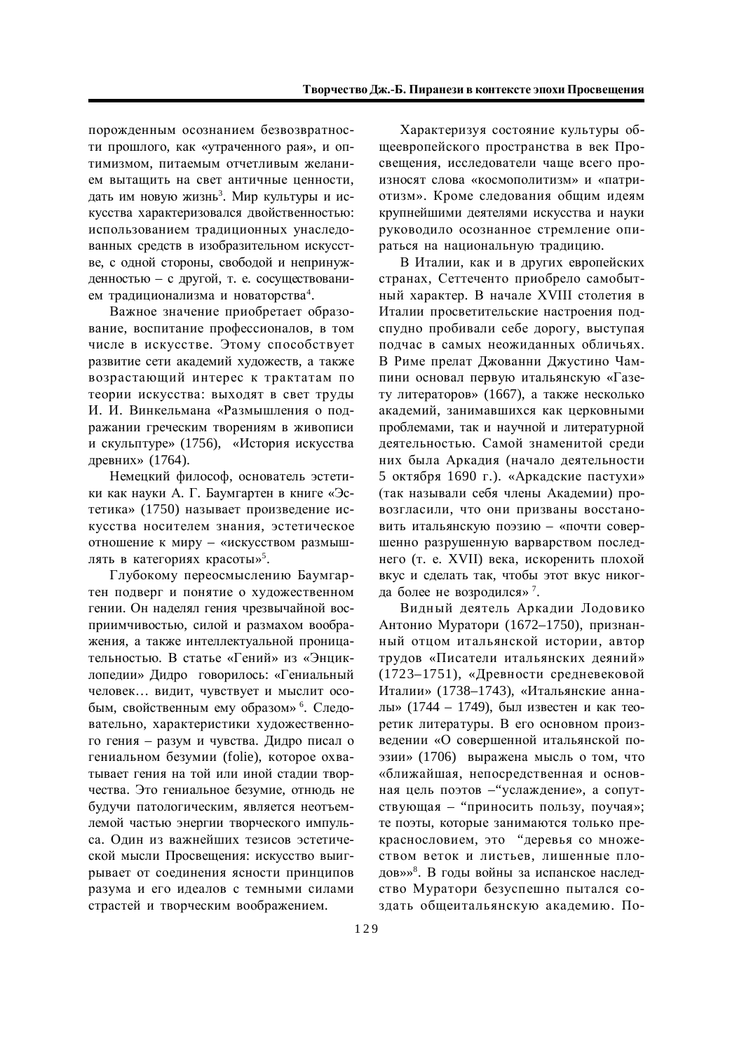порожденным осознанием безвозвратности прошлого, как «утраченного рая», и оптимизмом, питаемым отчетливым желанием вытащить на свет античные ценности, дать им новую жизнь[3]. Мир культуры и искусства характеризовался двойственностью: использованием традиционных унаследованных средств в изобразительном искусстве, с одной стороны, свободой и непринужденностью – с другой, т. е. сосуществованием традиционализма и новаторства[4].

Важное значение приобретает образование, воспитание профессионалов, в том числе в искусстве. Этому способствует развитие сети академий художеств, а также возрастающий интерес к трактатам по теории искусства: выходят в свет труды И. И. Винкельмана «Размышления о подражании греческим творениям в живописи и скульптуре» (1756), «История искусства древних» (1764).

Немецкий философ, основатель эстетики как науки А. Г. Баумгартен в книге «Эстетика» (1750) называет произведение искусства носителем знания, эстетическое отношение к миру – «искусством размышлять в категориях красоты»[5].

Глубокому переосмыслению Баумгартен подверг и понятие о художественном гении. Он наделял гения чрезвычайной восприимчивостью, силой и размахом воображения, а также интеллектуальной проницательностью. В статье «Гений» из «Энциклопедии» Дидро говорилось: «Гениальный человек… видит, чувствует и мыслит особым, свойственным ему образом» [6]. Следовательно, характеристики художественного гения – разум и чувства. Дидро писал о гениальном безумии (folie), которое охватывает гения на той или иной стадии творчества. Это гениальное безумие, отнюдь не будучи патологическим, является неотъемлемой частью энергии творческого импульса. Один из важнейших тезисов эстетической мысли Просвещения: искусство выигрывает от соединения ясности принципов разума и его идеалов с темными силами страстей и творческим воображением.

Характеризуя состояние культуры общеевропейского пространства в век Просвещения, исследователи чаще всего произносят слова «космополитизм» и «патриотизм». Кроме следования общим идеям крупнейшими деятелями искусства и науки руководило осознанное стремление опираться на национальную традицию.

В Италии, как и в других европейских странах, Сеттеченто приобрело самобытный характер. В начале XVIII столетия в Италии просветительские настроения подспудно пробивали себе дорогу, выступая подчас в самых неожиданных обличьях. В Риме прелат Джованни Джустино Чампини основал первую итальянскую «Газету литераторов» (1667), а также несколько академий, занимавшихся как церковными проблемами, так и научной и литературной деятельностью. Самой знаменитой среди них была Аркадия (начало деятельности 5 октября 1690 г.). «Аркадские пастухи» (так называли себя члены Академии) провозгласили, что они призваны восстановить итальянскую поэзию – «почти совершенно разрушенную варварством последнего (т. е. XVII) века, искоренить плохой вкус и сделать так, чтобы этот вкус никогда более не возродился» [7].

Видный деятель Аркадии Лодовико Антонио Муратори (1672–1750), признанный отцом итальянской истории, автор трудов «Писатели итальянских деяний» (1723–1751), «Древности средневековой Италии» (1738–1743), «Итальянские анналы» (1744 – 1749), был известен и как теоретик литературы. В его основном произведении «О совершенной итальянской поэзии» (1706) выражена мысль о том, что «ближайшая, непосредственная и основная цель поэтов –"услаждение», а сопутствующая – "приносить пользу, поучая"; те поэты, которые занимаются только прекраснословием, это "деревья со множеством веток и листьев, лишенные плодов»»[8]. В годы войны за испанское наследство Муратори безуспешно пытался создать общеитальянскую академию. По-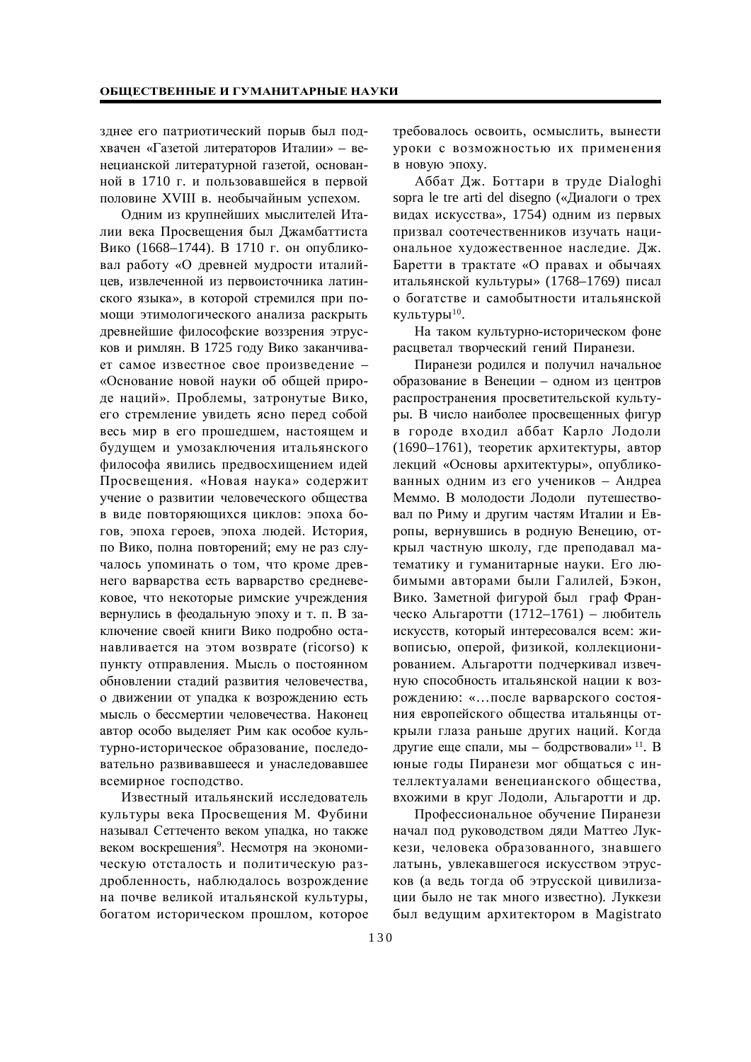зднее его патриотический порыв был подхвачен «Газетой литераторов Италии» – венецианской литературной газетой, основанной в 1710 г. и пользовавшейся в первой половине XVIII в. необычайным успехом.

Одним из крупнейших мыслителей Италии века Просвещения был Джамбаттиста Вико (1668–1744). В 1710 г. он опубликовал работу «О древней мудрости италийцев, извлеченной из первоисточника латинского языка», в которой стремился при помощи этимологического анализа раскрыть древнейшие философские воззрения этрусков и римлян. В 1725 году Вико заканчивает самое известное свое произведение – «Основание новой науки об общей природе наций». Проблемы, затронутые Вико, его стремление увидеть ясно перед собой весь мир в его прошедшем, настоящем и будущем и умозаключения итальянского философа явились предвосхищением идей Просвещения. «Новая наука» содержит учение о развитии человеческого общества в виде повторяющихся циклов: эпоха богов, эпоха героев, эпоха людей. История, по Вико, полна повторений; ему не раз случалось упоминать о том, что кроме древнего варварства есть варварство средневековое, что некоторые римские учреждения вернулись в феодальную эпоху и т. п. В заключение своей книги Вико подробно останавливается на этом возврате (ricorso) к пункту отправления. Мысль о постоянном обновлении стадий развития человечества, о движении от упадка к возрождению есть мысль о бессмертии человечества. Наконец автор особо выделяет Рим как особое культурно-историческое образование, последовательно развивавшееся и унаследовавшее всемирное господство.

Известный итальянский исследователь культуры века Просвещения М. Фубини называл Сеттеченто веком упадка, но также веком воскрешения[9]. Несмотря на экономическую отсталость и политическую раздробленность, наблюдалось возрождение на почве великой итальянской культуры, богатом историческом прошлом, которое требовалось освоить, осмыслить, вынести уроки с возможностью их применения в новую эпоху.

Аббат Дж. Боттари в труде Dialoghi sopra le tre arti del disegno («Диалоги о трех видах искусства», 1754) одним из первых призвал соотечественников изучать национальное художественное наследие. Дж. Баретти в трактате «О правах и обычаях итальянской культуры» (1768–1769) писал о богатстве и самобытности итальянской культуры[10].

На таком культурно-историческом фоне расцветал творческий гений Пиранези.

Пиранези родился и получил начальное образование в Венеции – одном из центров распространения просветительской культуры. В число наиболее просвещенных фигур в городе входил аббат Карло Лодоли (1690–1761), теоретик архитектуры, автор лекций «Основы архитектуры», опубликованных одним из его учеников – Андреа Меммо. В молодости Лодоли путешествовал по Риму и другим частям Италии и Европы, вернувшись в родную Венецию, открыл частную школу, где преподавал математику и гуманитарные науки. Его любимыми авторами были Галилей, Бэкон, Вико. Заметной фигурой был граф Франческо Альгаротти (1712–1761) – любитель искусств, который интересовался всем: живописью, оперой, физикой, коллекционированием. Альгаротти подчеркивал извечную способность итальянской нации к возрождению: «…после варварского состояния европейского общества итальянцы открыли глаза раньше других наций. Когда другие еще спали, мы – бодрствовали» [11]. В юные годы Пиранези мог общаться с интеллектуалами венецианского общества, вхожими в круг Лодоли, Альгаротти и др.

Профессиональное обучение Пиранези начал под руководством дяди Маттео Луккези, человека образованного, знавшего латынь, увлекавшегося искусством этрусков (а ведь тогда об этрусской цивилизации было не так много известно). Луккези был ведущим архитектором в Magistrato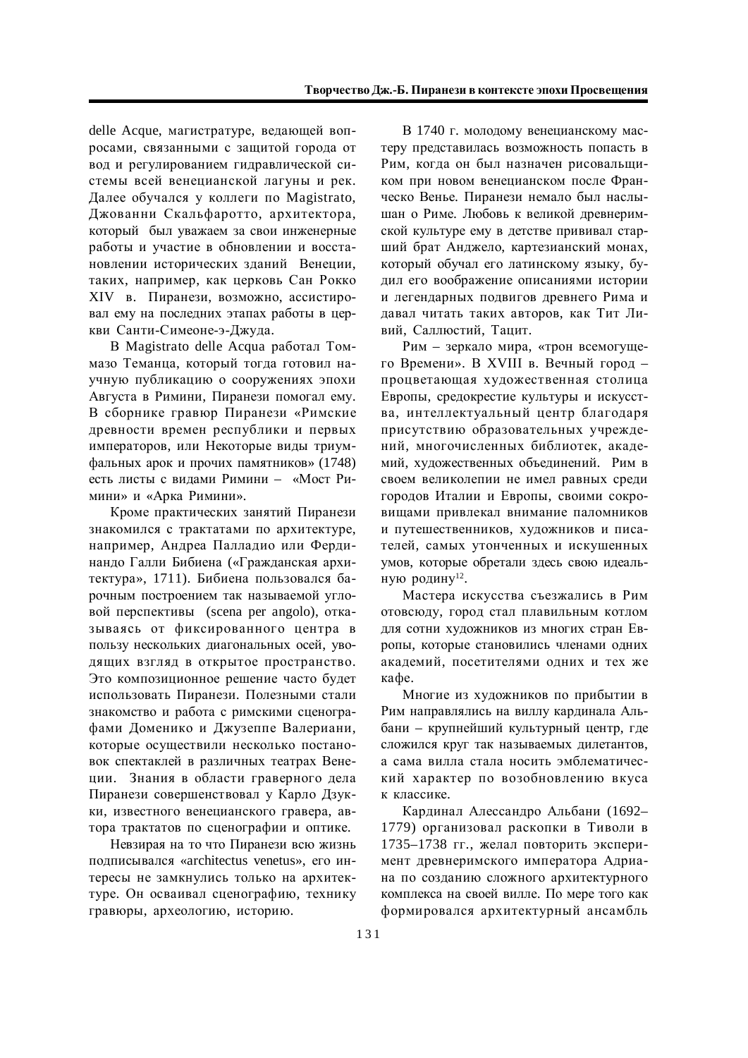delle Acque, магистратуре, ведающей вопросами, связанными с защитой города от вод и регулированием гидравлической системы всей венецианской лагуны и рек. Далее обучался у коллеги по Magistrato, Джованни Скальфаротто, архитектора, который был уважаем за свои инженерные работы и участие в обновлении и восстановлении исторических зданий Венеции, таких, например, как церковь Сан Рокко XIV в. Пиранези, возможно, ассистировал ему на последних этапах работы в церкви Санти-Симеоне-э-Джуда.

В Magistrato delle Acqua работал Томмазо Теманца, который тогда готовил научную публикацию о сооружениях эпохи Августа в Римини, Пиранези помогал ему. В сборнике гравюр Пиранези «Римские древности времен республики и первых императоров, или Некоторые виды триумфальных арок и прочих памятников» (1748) есть листы с видами Римини – «Мост Римини» и «Арка Римини».

Кроме практических занятий Пиранези знакомился с трактатами по архитектуре, например, Андреа Палладио или Фердинандо Галли Бибиена («Гражданская архитектура», 1711). Бибиена пользовался барочным построением так называемой угловой перспективы (scena per angolo), отказываясь от фиксированного центра в пользу нескольких диагональных осей, уводящих взгляд в открытое пространство. Это композиционное решение часто будет использовать Пиранези. Полезными стали знакомство и работа с римскими сценографами Доменико и Джузеппе Валериани, которые осуществили несколько постановок спектаклей в различных театрах Венеции. Знания в области граверного дела Пиранези совершенствовал у Карло Дзукки, известного венецианского гравера, автора трактатов по сценографии и оптике.

Невзирая на то что Пиранези всю жизнь подписывался «architectus venetus», его интересы не замкнулись только на архитектуре. Он осваивал сценографию, технику гравюры, археологию, историю.

В 1740 г. молодому венецианскому мастеру представилась возможность попасть в Рим, когда он был назначен рисовальщиком при новом венецианском после Франческо Венье. Пиранези немало был наслышан о Риме. Любовь к великой древнеримской культуре ему в детстве прививал старший брат Анджело, картезианский монах, который обучал его латинскому языку, будил его воображение описаниями истории и легендарных подвигов древнего Рима и давал читать таких авторов, как Тит Ливий, Саллюстий, Тацит.

Рим – зеркало мира, «трон всемогущего Времени». В XVIII в. Вечный город – процветающая художественная столица Европы, средокрестие культуры и искусства, интеллектуальный центр благодаря присутствию образовательных учреждений, многочисленных библиотек, академий, художественных объединений. Рим в своем великолепии не имел равных среди городов Италии и Европы, своими сокровищами привлекал внимание паломников и путешественников, художников и писателей, самых утонченных и искушенных умов, которые обретали здесь свою идеальную родину[12].

Мастера искусства съезжались в Рим отовсюду, город стал плавильным котлом для сотни художников из многих стран Европы, которые становились членами одних академий, посетителями одних и тех же кафе.

Многие из художников по прибытии в Рим направлялись на виллу кардинала Альбани – крупнейший культурный центр, где сложился круг так называемых дилетантов, а сама вилла стала носить эмблематический характер по возобновлению вкуса к классике.

Кардинал Алессандро Альбани (1692–1779) организовал раскопки в Тиволи в 1735–1738 гг., желал повторить эксперимент древнеримского императора Адриана по созданию сложного архитектурного комплекса на своей вилле. По мере того как формировался архитектурный ансамбль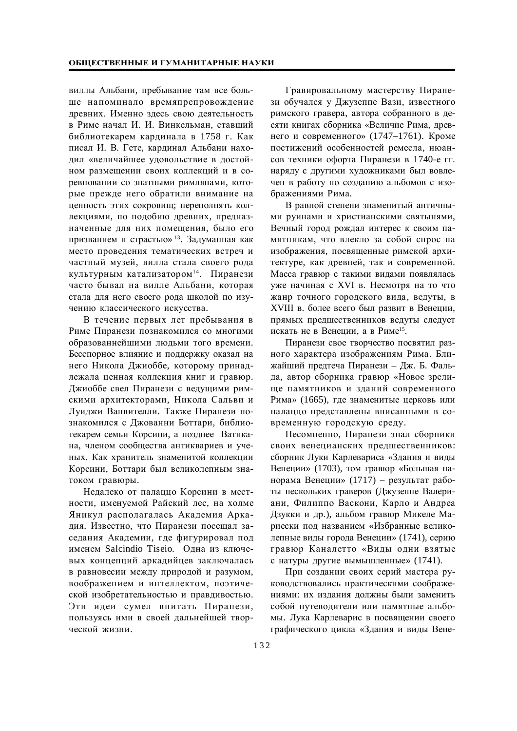виллы Альбани, пребывание там все больше напоминало времяпрепровождение древних. Именно здесь свою деятельность в Риме начал И. И. Винкельман, ставший библиотекарем кардинала в 1758 г. Как писал И. В. Гете, кардинал Альбани находил «величайшее удовольствие в достойном размещении своих коллекций и в соревновании со знатными римлянами, которые прежде него обратили внимание на ценность этих сокровищ; переполнять коллекциями, по подобию древних, предназначенные для них помещения, было его призванием и страстью» [13]. Задуманная как место проведения тематических встреч и частный музей, вилла стала своего рода культурным катализатором[14]. Пиранези часто бывал на вилле Альбани, которая стала для него своего рода школой по изучению классического искусства.

В течение первых лет пребывания в Риме Пиранези познакомился со многими образованнейшими людьми того времени. Бесспорное влияние и поддержку оказал на него Никола Джиоббе, которому принадлежала ценная коллекция книг и гравюр. Джиоббе свел Пиранези с ведущими римскими архитекторами, Никола Сальви и Луиджи Ванвителли. Также Пиранези познакомился с Джованни Боттари, библиотекарем семьи Корсини, а позднее Ватикана, членом сообщества антиквариев и ученых. Как хранитель знаменитой коллекции Корсини, Боттари был великолепным знатоком гравюры.

Недалеко от палаццо Корсини в местности, именуемой Райский лес, на холме Яникул располагалась Академия Аркадия. Известно, что Пиранези посещал заседания Академии, где фигурировал под именем Salcindio Tiseio. Одна из ключевых концепций аркадийцев заключалась в равновесии между природой и разумом, воображением и интеллектом, поэтической изобретательностью и правдивостью. Эти идеи сумел впитать Пиранези, пользуясь ими в своей дальнейшей творческой жизни.

Гравировальному мастерству Пиранези обучался у Джузеппе Вази, известного римского гравера, автора собранного в десяти книгах сборника «Величие Рима, древнего и современного» (1747–1761). Кроме постижений особенностей ремесла, нюансов техники офорта Пиранези в 1740-е гг. наряду с другими художниками был вовлечен в работу по созданию альбомов с изображениями Рима.

В равной степени знаменитый античными руинами и христианскими святынями, Вечный город рождал интерес к своим памятникам, что влекло за собой спрос на изображения, посвященные римской архитектуре, как древней, так и современной. Масса гравюр с такими видами появлялась уже начиная с XVI в. Несмотря на то что жанр точного городского вида, ведуты, в XVIII в. более всего был развит в Венеции, прямых предшественников ведуты следует искать не в Венеции, а в Риме[15].

Пиранези свое творчество посвятил разного характера изображениям Рима. Ближайший предтеча Пиранези – Дж. Б. Фальда, автор сборника гравюр «Новое зрелище памятников и зданий современного Рима» (1665), где знаменитые церковь или палаццо представлены вписанными в современную городскую среду.

Несомненно, Пиранези знал сборники своих венецианских предшественников: сборник Луки Карлевариса «Здания и виды Венеции» (1703), том гравюр «Большая панорама Венеции» (1717) – результат работы нескольких граверов (Джузеппе Валериани, Филиппо Васкони, Карло и Андреа Дзукки и др.), альбом гравюр Микеле Мариески под названием «Избранные великолепные виды города Венеции» (1741), серию гравюр Каналетто «Виды одни взятые с натуры другие вымышленные» (1741).

При создании своих серий мастера руководствовались практическими соображениями: их издания должны были заменить собой путеводители или памятные альбомы. Лука Карлеварис в посвящении своего графического цикла «Здания и виды Вене-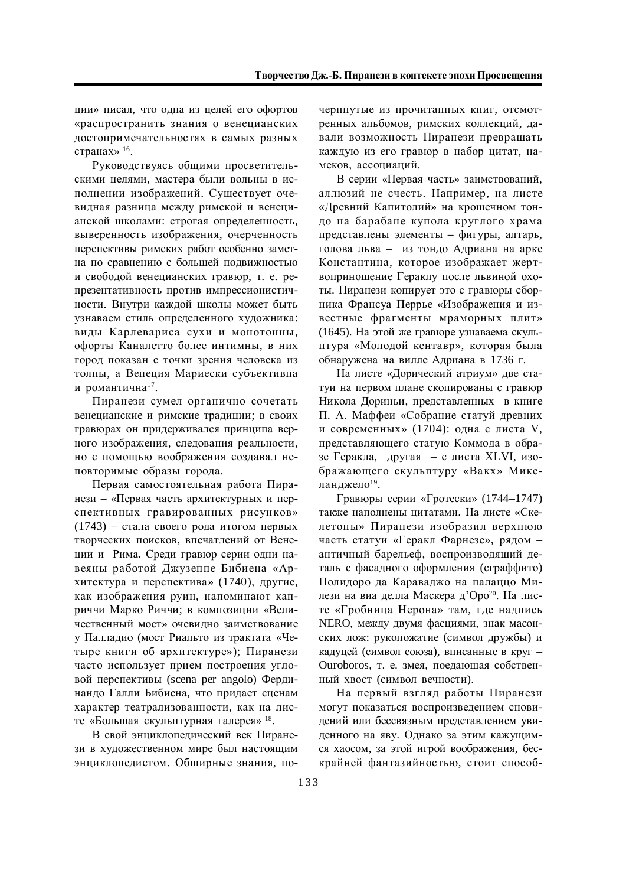ции» писал, что одна из целей его офортов «распространить знания о венецианских достопримечательностях в самых разных странах» [16].

Руководствуясь общими просветительскими целями, мастера были вольны в исполнении изображений. Существует очевидная разница между римской и венецианской школами: строгая определенность, выверенность изображения, очерченность перспективы римских работ особенно заметна по сравнению с большей подвижностью и свободой венецианских гравюр, т. е. репрезентативность против импрессионистичности. Внутри каждой школы может быть узнаваем стиль определенного художника: виды Карлевариса сухи и монотонны, офорты Каналетто более интимны, в них город показан с точки зрения человека из толпы, а Венеция Мариески субъективна и романтична[17].

Пиранези сумел органично сочетать венецианские и римские традиции; в своих гравюрах он придерживался принципа верного изображения, следования реальности, но с помощью воображения создавал неповторимые образы города.

Первая самостоятельная работа Пиранези – «Первая часть архитектурных и перспективных гравированных рисунков» (1743) – стала своего рода итогом первых творческих поисков, впечатлений от Венеции и Рима. Среди гравюр серии одни навеяны работой Джузеппе Бибиена «Архитектура и перспектива» (1740), другие, как изображения руин, напоминают каприччи Марко Риччи; в композиции «Величественный мост» очевидно заимствование у Палладио (мост Риальто из трактата «Четыре книги об архитектуре»); Пиранези часто использует прием построения угловой перспективы (scena per angolo) Фердинандо Галли Бибиена, что придает сценам характер театрализованности, как на листе «Большая скульптурная галерея» [18].

В свой энциклопедический век Пиранези в художественном мире был настоящим энциклопедистом. Обширные знания, почерпнутые из прочитанных книг, отсмотренных альбомов, римских коллекций, давали возможность Пиранези превращать каждую из его гравюр в набор цитат, намеков, ассоциаций.

В серии «Первая часть» заимствований, аллюзий не счесть. Например, на листе «Древний Капитолий» на крошечном тондо на барабане купола круглого храма представлены элементы – фигуры, алтарь, голова льва – из тондо Адриана на арке Константина, которое изображает жертвоприношение Гераклу после львиной охоты. Пиранези копирует это с гравюры сборника Франсуа Перрье «Изображения и известные фрагменты мраморных плит» (1645). На этой же гравюре узнаваема скульптура «Молодой кентавр», которая была обнаружена на вилле Адриана в 1736 г.

На листе «Дорический атриум» две статуи на первом плане скопированы с гравюр Никола Дориньи, представленных в книге П. А. Маффеи «Собрание статуй древних и современных» (1704): одна с листа V, представляющего статую Коммода в образе Геракла, другая – с листа XLVI, изображающего скульптуру «Вакх» Микеланджело[19].

Гравюры серии «Гротески» (1744–1747) также наполнены цитатами. На листе «Скелетоны» Пиранези изобразил верхнюю часть статуи «Геракл Фарнезе», рядом – античный барельеф, воспроизводящий деталь с фасадного оформления (сграффито) Полидоро да Караваджо на палаццо Милези на виа делла Маскера д'Оро[20]. На листе «Гробница Нерона» там, где надпись NERO, между двумя фасциями, знак масонских лож: рукопожатие (символ дружбы) и кадуцей (символ союза), вписанные в круг – Ouroboros, т. е. змея, поедающая собственный хвост (символ вечности).

На первый взгляд работы Пиранези могут показаться воспроизведением сновидений или бессвязным представлением увиденного на яву. Однако за этим кажущимся хаосом, за этой игрой воображения, бескрайней фантазийностью, стоит способ-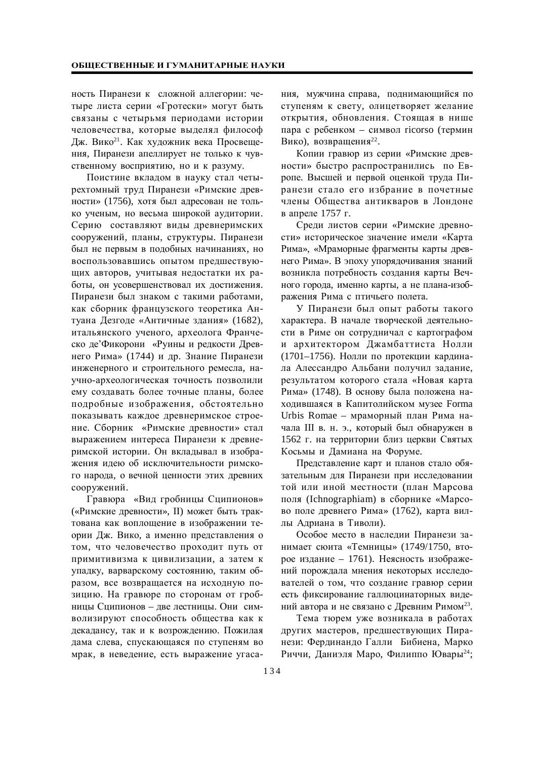ность Пиранези к сложной аллегории: четыре листа серии «Гротески» могут быть связаны с четырьмя периодами истории человечества, которые выделял философ Дж. Вико[21]. Как художник века Просвещения, Пиранези апеллирует не только к чувственному восприятию, но и к разуму.

Поистине вкладом в науку стал четырехтомный труд Пиранези «Римские древности» (1756), хотя был адресован не только ученым, но весьма широкой аудитории. Серию составляют виды древнеримских сооружений, планы, структуры. Пиранези был не первым в подобных начинаниях, но воспользовавшись опытом предшествующих авторов, учитывая недостатки их работы, он усовершенствовал их достижения. Пиранези был знаком с такими работами, как сборник французского теоретика Антуана Дезгоде «Античные здания» (1682), итальянского ученого, археолога Франческо де'Фикорони «Руины и редкости Древнего Рима» (1744) и др. Знание Пиранези инженерного и строительного ремесла, научно-археологическая точность позволили ему создавать более точные планы, более подробные изображения, обстоятельно показывать каждое древнеримское строение. Сборник «Римские древности» стал выражением интереса Пиранези к древнеримской истории. Он вкладывал в изображения идею об исключительности римского народа, о вечной ценности этих древних сооружений.

Гравюра «Вид гробницы Сципионов» («Римские древности», II) может быть трактована как воплощение в изображении теории Дж. Вико, а именно представления о том, что человечество проходит путь от примитивизма к цивилизации, а затем к упадку, варварскому состоянию, таким образом, все возвращается на исходную позицию. На гравюре по сторонам от гробницы Сципионов – две лестницы. Они символизируют способность общества как к декадансу, так и к возрождению. Пожилая дама слева, спускающаяся по ступеням во мрак, в неведение, есть выражение угасания, мужчина справа, поднимающийся по ступеням к свету, олицетворяет желание открытия, обновления. Стоящая в нише пара с ребенком – символ ricorso (термин Вико), возвращения[22].

Копии гравюр из серии «Римские древности» быстро распространились по Европе. Высшей и первой оценкой труда Пиранези стало его избрание в почетные члены Общества антикваров в Лондоне в апреле 1757 г.

Среди листов серии «Римские древности» историческое значение имели «Карта Рима», «Мраморные фрагменты карты древнего Рима». В эпоху упорядочивания знаний возникла потребность создания карты Вечного города, именно карты, а не плана-изображения Рима с птичьего полета.

У Пиранези был опыт работы такого характера. В начале творческой деятельности в Риме он сотрудничал с картографом и архитектором Джамбаттиста Нолли (1701–1756). Нолли по протекции кардинала Алессандро Альбани получил задание, результатом которого стала «Новая карта Рима» (1748). В основу была положена находившаяся в Капитолийском музее Forma Urbis Romae – мраморный план Рима начала III в. н. э., который был обнаружен в 1562 г. на территории близ церкви Святых Косьмы и Дамиана на Форуме.

Представление карт и планов стало обязательным для Пиранези при исследовании той или иной местности (план Марсова поля (Ichnographiam) в сборнике «Марсово поле древнего Рима» (1762), карта виллы Адриана в Тиволи).

Особое место в наследии Пиранези занимает сюита «Темницы» (1749/1750, второе издание – 1761). Неясность изображений порождала мнения некоторых исследователей о том, что создание гравюр серии есть фиксирование галлюцинаторных видений автора и не связано с Древним Римом[23].

Тема тюрем уже возникала в работах других мастеров, предшествующих Пиранези: Фердинандо Галли Бибиена, Марко Риччи, Даниэля Маро, Филиппо Ювары[24];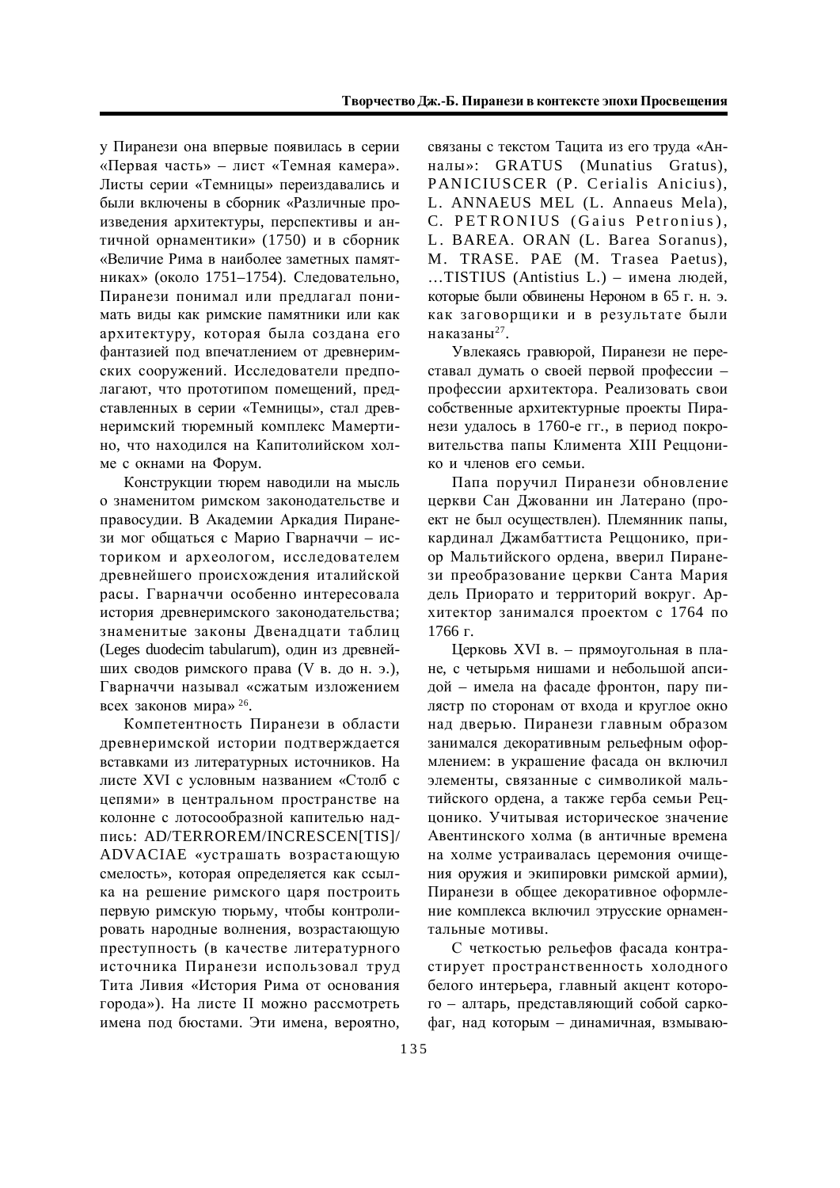у Пиранези она впервые появилась в серии «Первая часть» – лист «Темная камера». Листы серии «Темницы» переиздавались и были включены в сборник «Различные произведения архитектуры, перспективы и античной орнаментики» (1750) и в сборник «Величие Рима в наиболее заметных памятниках» (около 1751–1754). Следовательно, Пиранези понимал или предлагал понимать виды как римские памятники или как архитектуру, которая была создана его фантазией под впечатлением от древнеримских сооружений. Исследователи предполагают, что прототипом помещений, представленных в серии «Темницы», стал древнеримский тюремный комплекс Мамертино, что находился на Капитолийском холме с окнами на Форум.

Конструкции тюрем наводили на мысль о знаменитом римском законодательстве и правосудии. В Академии Аркадия Пиранези мог общаться с Марио Гварначчи – историком и археологом, исследователем древнейшего происхождения италийской расы. Гварначчи особенно интересовала история древнеримского законодательства; знаменитые законы Двенадцати таблиц (Leges duodecim tabularum), один из древнейших сводов римского права (V в. до н. э.), Гварначчи называл «сжатым изложением всех законов мира»[26].

Компетентность Пиранези в области древнеримской истории подтверждается вставками из литературных источников. На листе XVI с условным названием «Столб с цепями» в центральном пространстве на колонне с лотосообразной капителью надпись: AD/TERROREM/INCRESCEN[TIS]/ADVACIAE «устрашать возрастающую смелость», которая определяется как ссылка на решение римского царя построить первую римскую тюрьму, чтобы контролировать народные волнения, возрастающую преступность (в качестве литературного источника Пиранези использовал труд Тита Ливия «История Рима от основания города»). На листе II можно рассмотреть имена под бюстами. Эти имена, вероятно, связаны с текстом Тацита из его труда «Анналы»: GRATUS (Munatius Gratus), PANICIUSCER (P. Cerialis Anicius), L. ANNAEUS MEL (L. Annaeus Mela), C. PETRONIUS (Gaius Petronius), L. BAREA. ORAN (L. Barea Soranus), M. TRASE. PAE (M. Trasea Paetus), …TISTIUS (Antistius L.) – имена людей, которые были обвинены Нероном в 65 г. н. э. как заговорщики и в результате были наказаны[27].

Увлекаясь гравюрой, Пиранези не переставал думать о своей первой профессии – профессии архитектора. Реализовать свои собственные архитектурные проекты Пиранези удалось в 1760-е гг., в период покровительства папы Климента XIII Рецционико и членов его семьи.

Папа поручил Пиранези обновление церкви Сан Джованни ин Латерано (проект не был осуществлен). Племянник папы, кардинал Джамбаттиста Рецционико, приор Мальтийского ордена, вверил Пиранези преобразование церкви Санта Мария дель Приорато и территорий вокруг. Архитектор занимался проектом с 1764 по 1766 г.

Церковь XVI в. – прямоугольная в плане, с четырьмя нишами и небольшой апсидой – имела на фасаде фронтон, пару пилястр по сторонам от входа и круглое окно над дверью. Пиранези главным образом занимался декоративным рельефным оформлением: в украшение фасада он включил элементы, связанные с символикой мальтийского ордена, а также герба семьи Рецционико. Учитывая историческое значение Авентинского холма (в античные времена на холме устраивалась церемония очищения оружия и экипировки римской армии), Пиранези в общее декоративное оформление комплекса включил этрусские орнаментальные мотивы.

С четкостью рельефов фасада контрастирует пространственность холодного белого интерьера, главный акцент которого – алтарь, представляющий собой саркофаг, над которым – динамичная, взмываю-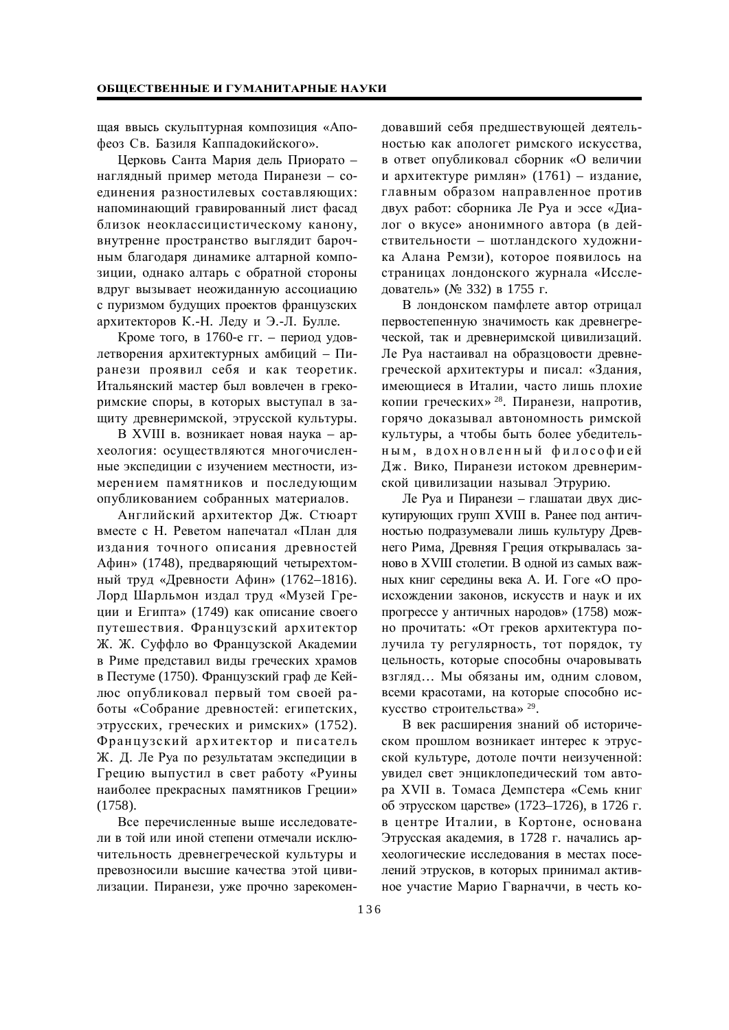щая ввысь скульптурная композиция «Апофеоз Св. Базиля Каппадокийского».

Церковь Санта Мария дель Приорато – наглядный пример метода Пиранези – соединения разностилевых составляющих: напоминающий гравированный лист фасад близок неоклассицистическому канону, внутренне пространство выглядит барочным благодаря динамике алтарной композиции, однако алтарь с обратной стороны вдруг вызывает неожиданную ассоциацию с пуризмом будущих проектов французских архитекторов К.-Н. Леду и Э.-Л. Булле.

Кроме того, в 1760-е гг. – период удовлетворения архитектурных амбиций – Пиранези проявил себя и как теоретик. Итальянский мастер был вовлечен в грекоримские споры, в которых выступал в защиту древнеримской, этрусской культуры.

В XVIII в. возникает новая наука – археология: осуществляются многочисленные экспедиции с изучением местности, измерением памятников и последующим опубликованием собранных материалов.

Английский архитектор Дж. Стюарт вместе с Н. Реветом напечатал «План для издания точного описания древностей Афин» (1748), предваряющий четырехтомный труд «Древности Афин» (1762–1816). Лорд Шарльмон издал труд «Музей Греции и Египта» (1749) как описание своего путешествия. Французский архитектор Ж. Ж. Суффло во Французской Академии в Риме представил виды греческих храмов в Пестуме (1750). Французский граф де Кейлюс опубликовал первый том своей работы «Собрание древностей: египетских, этрусских, греческих и римских» (1752). Французский архитектор и писатель Ж. Д. Ле Руа по результатам экспедиции в Грецию выпустил в свет работу «Руины наиболее прекрасных памятников Греции» (1758).

Все перечисленные выше исследователи в той или иной степени отмечали исключительность древнегреческой культуры и превозносили высшие качества этой цивилизации. Пиранези, уже прочно зарекомендовавший себя предшествующей деятельностью как апологет римского искусства, в ответ опубликовал сборник «О величии и архитектуре римлян» (1761) – издание, главным образом направленное против двух работ: сборника Ле Руа и эссе «Диалог о вкусе» анонимного автора (в действительности – шотландского художника Алана Ремзи), которое появилось на страницах лондонского журнала «Исследователь» (№ 332) в 1755 г.

В лондонском памфлете автор отрицал первостепенную значимость как древнегреческой, так и древнеримской цивилизаций. Ле Руа настаивал на образцовости древнегреческой архитектуры и писал: «Здания, имеющиеся в Италии, часто лишь плохие копии греческих» [28]. Пиранези, напротив, горячо доказывал автономность римской культуры, а чтобы быть более убедительным, вдохновленный философией Дж. Вико, Пиранези истоком древнеримской цивилизации называл Этрурию.

Ле Руа и Пиранези – глашатаи двух дискутирующих групп XVIII в. Ранее под античностью подразумевали лишь культуру Древнего Рима, Древняя Греция открывалась заново в XVIII столетии. В одной из самых важных книг середины века А. И. Гоге «О происхождении законов, искусств и наук и их прогрессе у античных народов» (1758) можно прочитать: «От греков архитектура получила ту регулярность, тот порядок, ту цельность, которые способны очаровывать взгляд… Мы обязаны им, одним словом, всеми красотами, на которые способно искусство строительства» [29].

В век расширения знаний об историческом прошлом возникает интерес к этрусской культуре, дотоле почти неизученной: увидел свет энциклопедический том автора XVII в. Томаса Демпстера «Семь книг об этрусском царстве» (1723–1726), в 1726 г. в центре Италии, в Кортоне, основана Этрусская академия, в 1728 г. начались археологические исследования в местах поселений этрусков, в которых принимал активное участие Марио Гварначчи, в честь ко-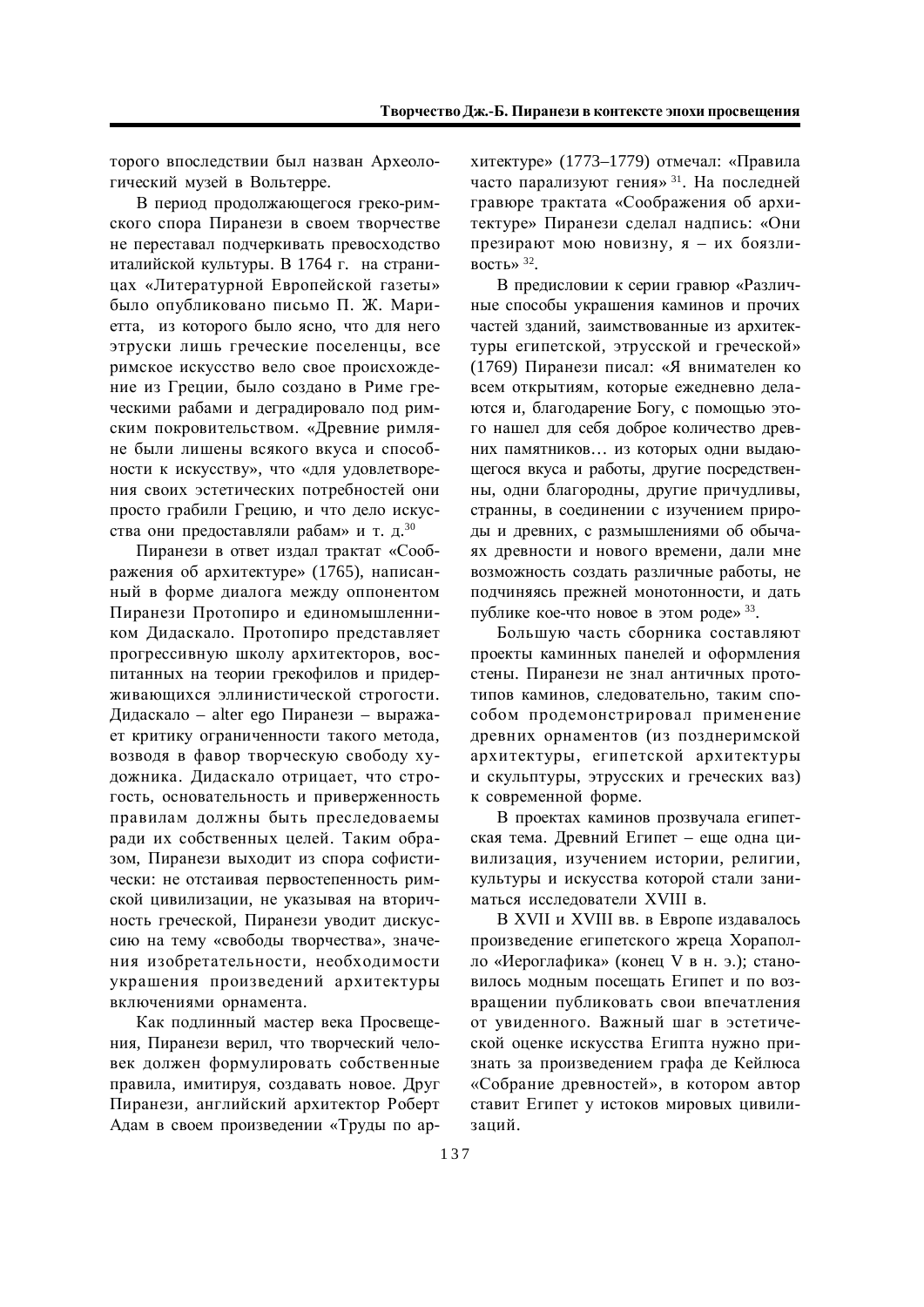торого впоследствии был назван Археологический музей в Вольтерре.

В период продолжающегося греко-римского спора Пиранези в своем творчестве не переставал подчеркивать превосходство италийской культуры. В 1764 г. на страницах «Литературной Европейской газеты» было опубликовано письмо П. Ж. Мариетта, из которого было ясно, что для него этруски лишь греческие поселенцы, все римское искусство вело свое происхождение из Греции, было создано в Риме греческими рабами и деградировало под римским покровительством. «Древние римляне были лишены всякого вкуса и способности к искусству», что «для удовлетворения своих эстетических потребностей они просто грабили Грецию, и что дело искусства они предоставляли рабам» и т. д.[30]

Пиранези в ответ издал трактат «Соображения об архитектуре» (1765), написанный в форме диалога между оппонентом Пиранези Протопиро и единомышленником Дидаскало. Протопиро представляет прогрессивную школу архитекторов, воспитанных на теории грекофилов и придерживающихся эллинистической строгости. Дидаскало – alter ego Пиранези – выражает критику ограниченности такого метода, возводя в фавор творческую свободу художника. Дидаскало отрицает, что строгость, основательность и приверженность правилам должны быть преследоваемы ради их собственных целей. Таким образом, Пиранези выходит из спора софистически: не отстаивая первостепенность римской цивилизации, не указывая на вторичность греческой, Пиранези уводит дискуссию на тему «свободы творчества», значения изобретательности, необходимости украшения произведений архитектуры включениями орнамента.

Как подлинный мастер века Просвещения, Пиранези верил, что творческий человек должен формулировать собственные правила, имитируя, создавать новое. Друг Пиранези, английский архитектор Роберт Адам в своем произведении «Труды по архитектуре» (1773–1779) отмечал: «Правила часто парализуют гения» [31]. На последней гравюре трактата «Соображения об архитектуре» Пиранези сделал надпись: «Они презирают мою новизну, я – их боязливость» [32].

В предисловии к серии гравюр «Различные способы украшения каминов и прочих частей зданий, заимствованные из архитектуры египетской, этрусской и греческой» (1769) Пиранези писал: «Я внимателен ко всем открытиям, которые ежедневно делаются и, благодарение Богу, с помощью этого нашел для себя доброе количество древних памятников… из которых одни выдающегося вкуса и работы, другие посредственны, одни благородны, другие причудливы, странны, в соединении с изучением природы и древних, с размышлениями об обычаях древности и нового времени, дали мне возможность создать различные работы, не подчиняясь прежней монотонности, и дать публике кое-что новое в этом роде» [33].

Большую часть сборника составляют проекты каминных панелей и оформления стены. Пиранези не знал античных прототипов каминов, следовательно, таким способом продемонстрировал применение древних орнаментов (из позднеримской архитектуры, египетской архитектуры и скульптуры, этрусских и греческих ваз) к современной форме.

В проектах каминов прозвучала египетская тема. Древний Египет – еще одна цивилизация, изучением истории, религии, культуры и искусства которой стали заниматься исследователи XVIII в.

В XVII и XVIII вв. в Европе издавалось произведение египетского жреца Хораполло «Иероглафика» (конец V в н. э.); становилось модным посещать Египет и по возвращении публиковать свои впечатления от увиденного. Важный шаг в эстетической оценке искусства Египта нужно признать за произведением графа де Кейлюса «Собрание древностей», в котором автор ставит Египет у истоков мировых цивилизаций.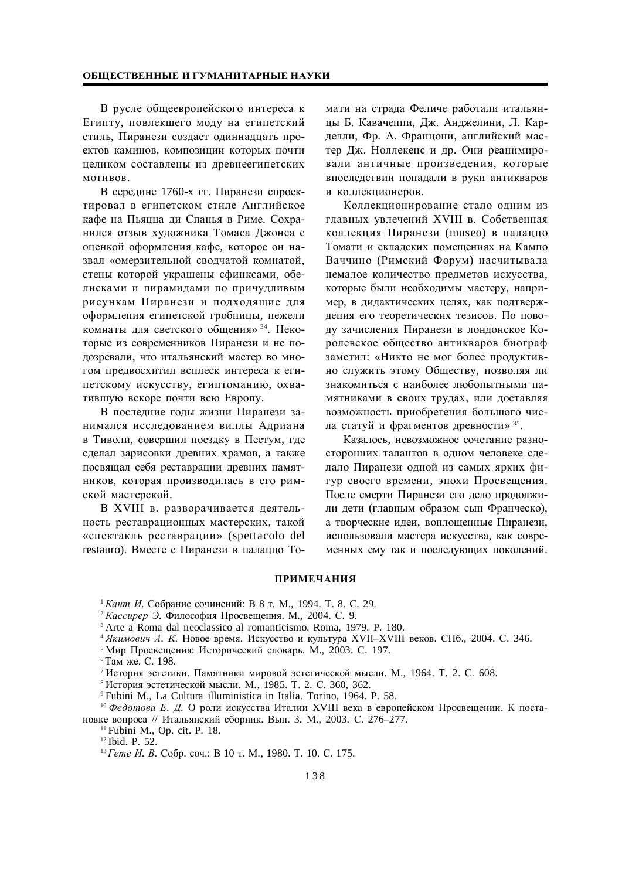В русле общеевропейского интереса к Египту, повлекшего моду на египетский стиль, Пиранези создает одиннадцать проектов каминов, композиции которых почти целиком составлены из древнеегипетских мотивов.

В середине 1760-х гг. Пиранези спроектировал в египетском стиле Английское кафе на Пьяцца ди Спанья в Риме. Сохранился отзыв художника Томаса Джонса с оценкой оформления кафе, которое он назвал «омерзительной сводчатой комнатой, стены которой украшены сфинксами, обелисками и пирамидами по причудливым рисункам Пиранези и подходящие для оформления египетской гробницы, нежели комнаты для светского общения» [34]. Некоторые из современников Пиранези и не подозревали, что итальянский мастер во многом предвосхитил всплеск интереса к египетскому искусству, египтоманию, охватившую вскоре почти всю Европу.

В последние годы жизни Пиранези занимался исследованием виллы Адриана в Тиволи, совершил поездку в Пестум, где сделал зарисовки древних храмов, а также посвящал себя реставрации древних памятников, которая производилась в его римской мастерской.

В XVIII в. разворачивается деятельность реставрационных мастерских, такой «спектакль реставрации» (spettacolo del restauro). Вместе с Пиранези в палаццо Томати на страда Феличе работали итальянцы Б. Кавачеппи, Дж. Анджелини, Л. Карделли, Фр. А. Францони, английский мастер Дж. Ноллекенс и др. Они реанимировали античные произведения, которые впоследствии попадали в руки антикваров и коллекционеров.

Коллекционирование стало одним из главных увлечений XVIII в. Собственная коллекция Пиранези (museo) в палаццо Томати и складских помещениях на Кампо Ваччино (Римский Форум) насчитывала немалое количество предметов искусства, которые были необходимы мастеру, например, в дидактических целях, как подтверждения его теоретических тезисов. По поводу зачисления Пиранези в лондонское Королевское общество антикваров биограф заметил: «Никто не мог более продуктивно служить этому Обществу, позволяя ли знакомиться с наиболее любопытными памятниками в своих трудах, или доставляя возможность приобретения большого числа статуй и фрагментов древности» [35].

Казалось, невозможное сочетание разносторонних талантов в одном человеке сделало Пиранези одной из самых ярких фигур своего времени, эпохи Просвещения. После смерти Пиранези его дело продолжили дети (главным образом сын Франческо), а творческие идеи, воплощенные Пиранези, использовали мастера искусства, как современных ему так и последующих поколений.

## ПРИМЕЧАНИЯ

[1] *Кант И.* Собрание сочинений: В 8 т. М., 1994. Т. 8. С. 29.

[2] *Кассирер Э.* Философия Просвещения. М., 2004. С. 9.

[3] Arte a Roma dal neoclassico al romanticismo. Roma, 1979. P. 180.

[4] *Якимович А. К.* Новое время. Искусство и культура XVII–XVIII веков. СПб., 2004. С. 346.

[5] Мир Просвещения: Исторический словарь. М., 2003. С. 197.

[6] Там же. С. 198.

[7] История эстетики. Памятники мировой эстетической мысли. М., 1964. Т. 2. С. 608.

[8] История эстетической мысли. М., 1985. Т. 2. С. 360, 362.

[9] Fubini M., La Cultura illuministica in Italia. Torino, 1964. P. 58.

[10] *Федотова Е. Д.* О роли искусства Италии XVIII века в европейском Просвещении. К постановке вопроса // Итальянский сборник. Вып. 3. М., 2003. С. 276–277.

[11] Fubini M., Op. cit. P. 18.

[12] Ibid. P. 52.

[13] *Гете И. В.* Собр. соч.: В 10 т. М., 1980. Т. 10. С. 175.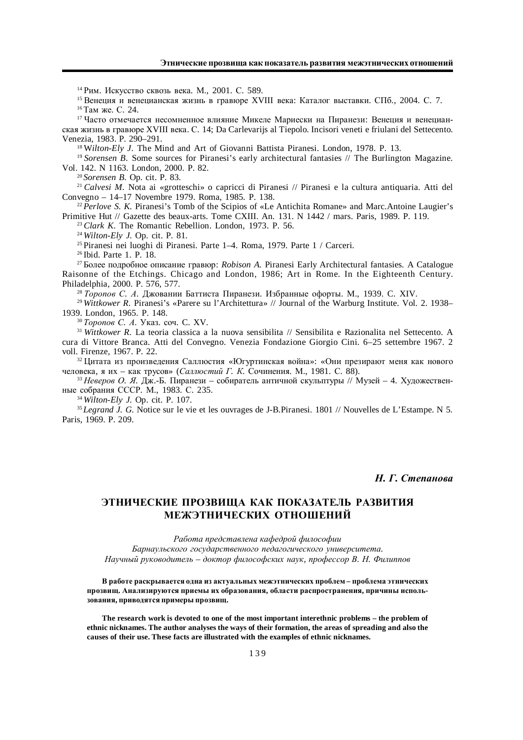[14] Рим. Искусство сквозь века. М., 2001. С. 589.

[15] Венеция и венецианская жизнь в гравюре XVIII века: Каталог выставки. СПб., 2004. С. 7.

[16] Там же. С. 24.

[17] Часто отмечается несомненное влияние Микеле Мариески на Пиранези: Венеция и венецианская жизнь в гравюре XVIII века. С. 14; Da Carlevarijs al Tiepolo. Incisori veneti e friulani del Settecento. Venezia, 1983. P. 290–291.

[18] *Wilton-Ely J.* The Mind and Art of Giovanni Battista Piranesi. London, 1978. P. 13.

[19] *Sorensen B.* Some sources for Piranesi's early architectural fantasies // The Burlington Magazine. Vol. 142. N 1163. London, 2000. P. 82.

[20] *Sorensen B.* Op. cit. P. 83.

[21] *Calvesi M.* Nota ai «grotteschi» o capricci di Piranesi // Piranesi e la cultura antiquaria. Atti del Convegno – 14–17 Novembre 1979. Roma, 1985. P. 138.

[22] *Perlove S. K.* Piranesi's Tomb of the Scipios of «Le Antichita Romane» and Marc.Antoine Laugier's Primitive Hut // Gazette des beaux-arts. Tome CXIII. An. 131. N 1442 / mars. Paris, 1989. P. 119.

[23] *Clark K.* The Romantic Rebellion. London, 1973. P. 56.

[24] *Wilton-Ely J.* Op. cit. P. 81.

[25] Piranesi nei luoghi di Piranesi. Parte 1–4. Roma, 1979. Parte 1 / Carceri.

[26] Ibid. Parte 1. P. 18.

[27] Более подробное описание гравюр: *Robison A.* Piranesi Early Architectural fantasies. A Catalogue Raisonne of the Etchings. Chicago and London, 1986; Art in Rome. In the Eighteenth Century. Philadelphia, 2000. P. 576, 577.

[28] *Торопов С. А.* Джованни Баттиста Пиранези. Избранные офорты. М., 1939. С. XIV.

[29] *Wittkower R.* Piranesi's «Parere su l'Architettura» // Journal of the Warburg Institute. Vol. 2. 1938–1939. London, 1965. P. 148.

[30] *Торопов С. А.* Указ. соч. С. XV.

[31] *Wittkower R.* La teoria classica a la nuova sensibilita // Sensibilita e Razionalita nel Settecento. A cura di Vittore Branca. Atti del Convegno. Venezia Fondazione Giorgio Cini. 6–25 settembre 1967. 2 voll. Firenze, 1967. P. 22.

[32] Цитата из произведения Саллюстия «Югуртинская война»: «Они презирают меня как нового человека, я их – как трусов» (*Саллюстий Г. К.* Сочинения. М., 1981. С. 88).

[33] *Неверов О. Я.* Дж.-Б. Пиранези – собиратель античной скульптуры // Музей – 4. Художественные собрания СССР. М., 1983. С. 235.

[34] *Wilton-Ely J.* Op. cit. P. 107.

[35] *Legrand J. G.* Notice sur le vie et les ouvrages de J-B.Piranesi. 1801 // Nouvelles de L'Estampe. N 5. Paris, 1969. P. 209.

***Н. Г. Степанова***

# ЭТНИЧЕСКИЕ ПРОЗВИЩА КАК ПОКАЗАТЕЛЬ РАЗВИТИЯ МЕЖЭТНИЧЕСКИХ ОТНОШЕНИЙ

*Работа представлена кафедрой философии Барнаульского государственного педагогического университета. Научный руководитель – доктор философских наук, профессор В. Н. Филиппов*

**В работе раскрывается одна из актуальных межэтнических проблем – проблема этнических прозвищ. Анализируются приемы их образования, области распространения, причины использования, приводятся примеры прозвищ.**

**The research work is devoted to one of the most important interethnic problems – the problem of ethnic nicknames. The author analyses the ways of their formation, the areas of spreading and also the causes of their use. These facts are illustrated with the examples of ethnic nicknames.**